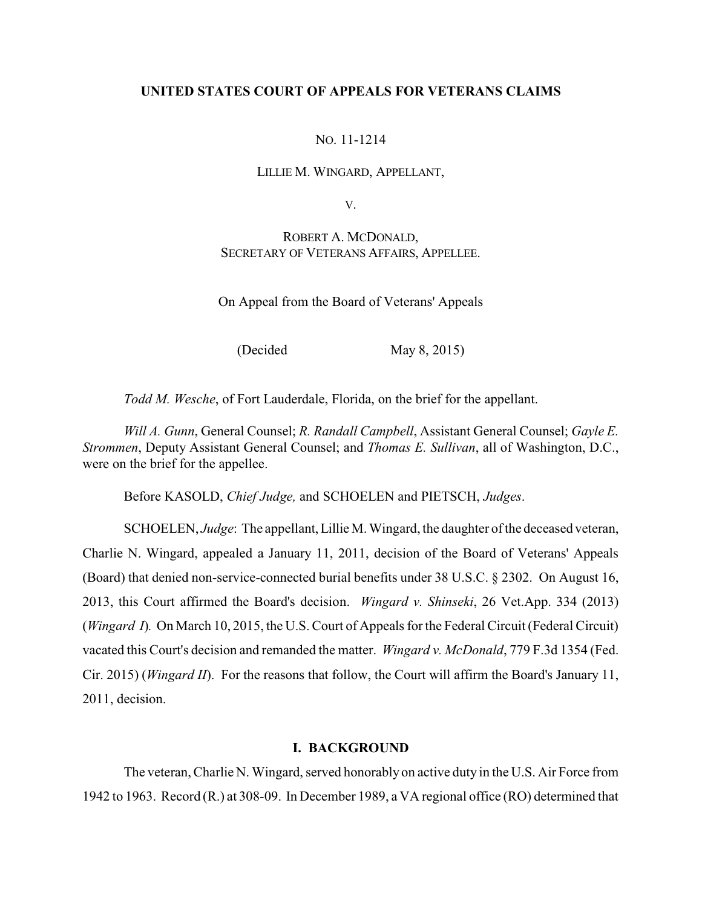**UNITED STATES COURT OF APPEALS FOR VETERANS CLAIMS**

NO. 11-1214

LILLIE M. WINGARD, APPELLANT,

V.

ROBERT A. MCDONALD,
SECRETARY OF VETERANS AFFAIRS, APPELLEE.

On Appeal from the Board of Veterans' Appeals

(Decided May 8, 2015)

*Todd M. Wesche*, of Fort Lauderdale, Florida, on the brief for the appellant.

*Will A. Gunn*, General Counsel; *R. Randall Campbell*, Assistant General Counsel; *Gayle E. Strommen*, Deputy Assistant General Counsel; and *Thomas E. Sullivan*, all of Washington, D.C., were on the brief for the appellee.

Before KASOLD, *Chief Judge,* and SCHOELEN and PIETSCH, *Judges*.

SCHOELEN, *Judge*: The appellant, Lillie M. Wingard, the daughter of the deceased veteran, Charlie N. Wingard, appealed a January 11, 2011, decision of the Board of Veterans' Appeals (Board) that denied non-service-connected burial benefits under 38 U.S.C. § 2302. On August 16, 2013, this Court affirmed the Board's decision. *Wingard v. Shinseki*, 26 Vet.App. 334 (2013) (*Wingard I*). On March 10, 2015, the U.S. Court of Appeals for the Federal Circuit (Federal Circuit) vacated this Court's decision and remanded the matter. *Wingard v. McDonald*, 779 F.3d 1354 (Fed. Cir. 2015) (*Wingard II*). For the reasons that follow, the Court will affirm the Board's January 11, 2011, decision.

## I. BACKGROUND

The veteran, Charlie N. Wingard, served honorably on active duty in the U.S. Air Force from 1942 to 1963. Record (R.) at 308-09. In December 1989, a VA regional office (RO) determined that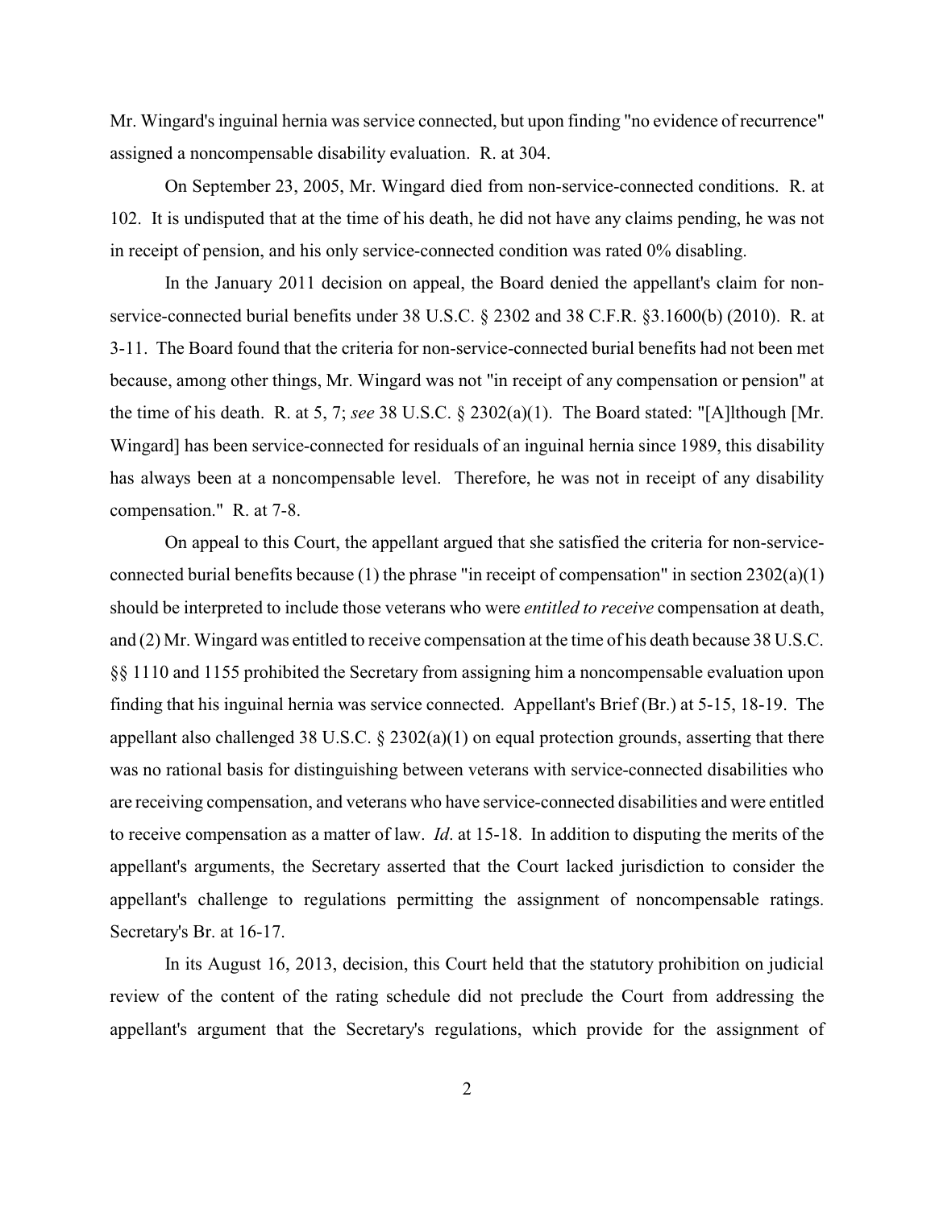Mr. Wingard's inguinal hernia was service connected, but upon finding "no evidence of recurrence" assigned a noncompensable disability evaluation. R. at 304.

On September 23, 2005, Mr. Wingard died from non-service-connected conditions. R. at 102. It is undisputed that at the time of his death, he did not have any claims pending, he was not in receipt of pension, and his only service-connected condition was rated 0% disabling.

In the January 2011 decision on appeal, the Board denied the appellant's claim for non-service-connected burial benefits under 38 U.S.C. § 2302 and 38 C.F.R. §3.1600(b) (2010). R. at 3-11. The Board found that the criteria for non-service-connected burial benefits had not been met because, among other things, Mr. Wingard was not "in receipt of any compensation or pension" at the time of his death. R. at 5, 7; *see* 38 U.S.C. § 2302(a)(1). The Board stated: "[A]lthough [Mr. Wingard] has been service-connected for residuals of an inguinal hernia since 1989, this disability has always been at a noncompensable level. Therefore, he was not in receipt of any disability compensation." R. at 7-8.

On appeal to this Court, the appellant argued that she satisfied the criteria for non-service-connected burial benefits because (1) the phrase "in receipt of compensation" in section 2302(a)(1) should be interpreted to include those veterans who were *entitled to receive* compensation at death, and (2) Mr. Wingard was entitled to receive compensation at the time of his death because 38 U.S.C. §§ 1110 and 1155 prohibited the Secretary from assigning him a noncompensable evaluation upon finding that his inguinal hernia was service connected. Appellant's Brief (Br.) at 5-15, 18-19. The appellant also challenged 38 U.S.C. § 2302(a)(1) on equal protection grounds, asserting that there was no rational basis for distinguishing between veterans with service-connected disabilities who are receiving compensation, and veterans who have service-connected disabilities and were entitled to receive compensation as a matter of law. *Id*. at 15-18. In addition to disputing the merits of the appellant's arguments, the Secretary asserted that the Court lacked jurisdiction to consider the appellant's challenge to regulations permitting the assignment of noncompensable ratings. Secretary's Br. at 16-17.

In its August 16, 2013, decision, this Court held that the statutory prohibition on judicial review of the content of the rating schedule did not preclude the Court from addressing the appellant's argument that the Secretary's regulations, which provide for the assignment of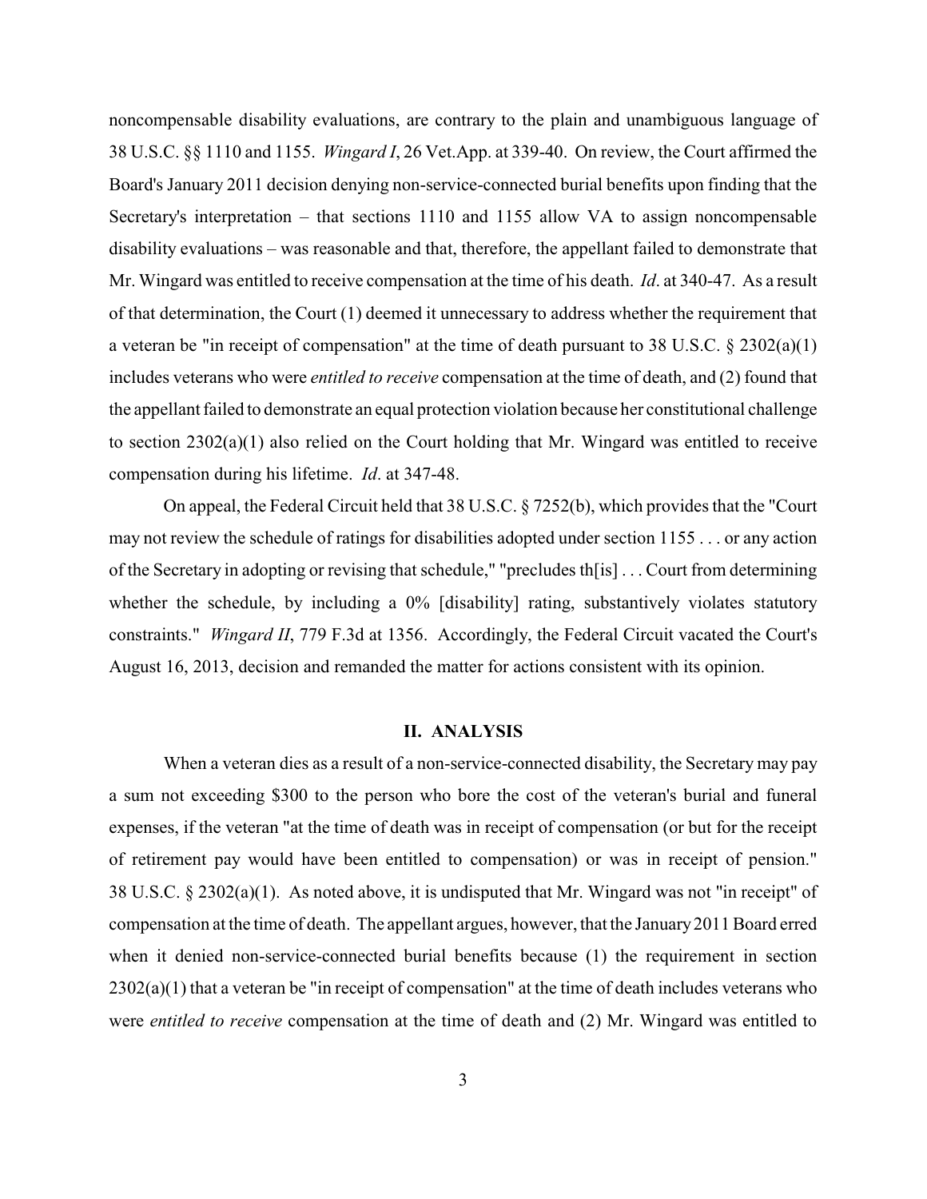noncompensable disability evaluations, are contrary to the plain and unambiguous language of 38 U.S.C. §§ 1110 and 1155. *Wingard I*, 26 Vet.App. at 339-40. On review, the Court affirmed the Board's January 2011 decision denying non-service-connected burial benefits upon finding that the Secretary's interpretation – that sections 1110 and 1155 allow VA to assign noncompensable disability evaluations – was reasonable and that, therefore, the appellant failed to demonstrate that Mr. Wingard was entitled to receive compensation at the time of his death. *Id*. at 340-47. As a result of that determination, the Court (1) deemed it unnecessary to address whether the requirement that a veteran be "in receipt of compensation" at the time of death pursuant to 38 U.S.C. § 2302(a)(1) includes veterans who were *entitled to receive* compensation at the time of death, and (2) found that the appellant failed to demonstrate an equal protection violation because her constitutional challenge to section 2302(a)(1) also relied on the Court holding that Mr. Wingard was entitled to receive compensation during his lifetime. *Id*. at 347-48.

On appeal, the Federal Circuit held that 38 U.S.C. § 7252(b), which provides that the "Court may not review the schedule of ratings for disabilities adopted under section 1155 . . . or any action of the Secretary in adopting or revising that schedule," "precludes th[is] . . . Court from determining whether the schedule, by including a 0% [disability] rating, substantively violates statutory constraints." *Wingard II*, 779 F.3d at 1356. Accordingly, the Federal Circuit vacated the Court's August 16, 2013, decision and remanded the matter for actions consistent with its opinion.

## II. ANALYSIS

When a veteran dies as a result of a non-service-connected disability, the Secretary may pay a sum not exceeding $300 to the person who bore the cost of the veteran's burial and funeral expenses, if the veteran "at the time of death was in receipt of compensation (or but for the receipt of retirement pay would have been entitled to compensation) or was in receipt of pension." 38 U.S.C. § 2302(a)(1). As noted above, it is undisputed that Mr. Wingard was not "in receipt" of compensation at the time of death. The appellant argues, however, that the January 2011 Board erred when it denied non-service-connected burial benefits because (1) the requirement in section 2302(a)(1) that a veteran be "in receipt of compensation" at the time of death includes veterans who were *entitled to receive* compensation at the time of death and (2) Mr. Wingard was entitled to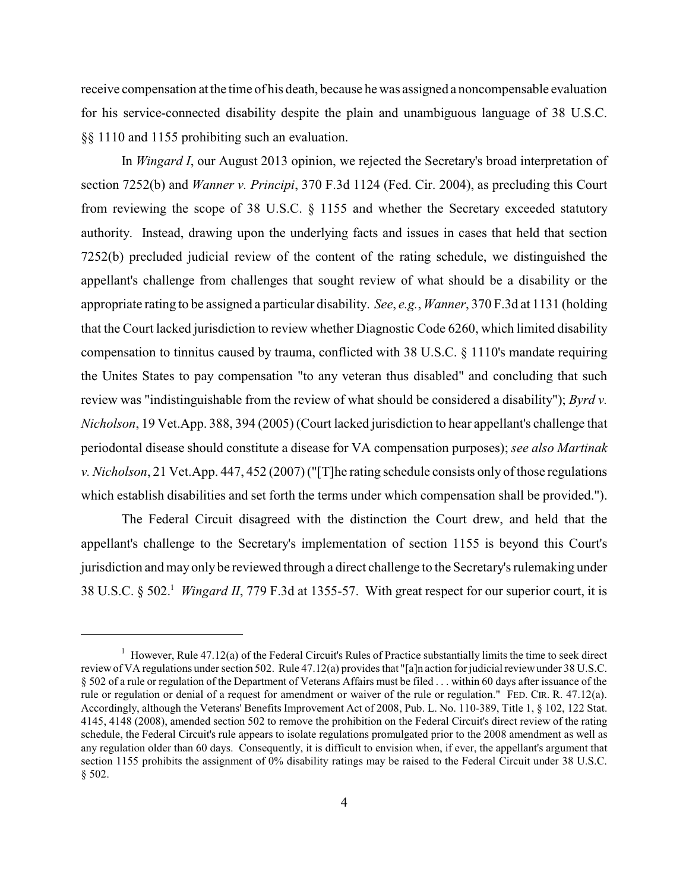receive compensation at the time of his death, because he was assigned a noncompensable evaluation for his service-connected disability despite the plain and unambiguous language of 38 U.S.C. §§ 1110 and 1155 prohibiting such an evaluation.

In *Wingard I*, our August 2013 opinion, we rejected the Secretary's broad interpretation of section 7252(b) and *Wanner v. Principi*, 370 F.3d 1124 (Fed. Cir. 2004), as precluding this Court from reviewing the scope of 38 U.S.C. § 1155 and whether the Secretary exceeded statutory authority. Instead, drawing upon the underlying facts and issues in cases that held that section 7252(b) precluded judicial review of the content of the rating schedule, we distinguished the appellant's challenge from challenges that sought review of what should be a disability or the appropriate rating to be assigned a particular disability. *See*, *e.g.*, *Wanner*, 370 F.3d at 1131 (holding that the Court lacked jurisdiction to review whether Diagnostic Code 6260, which limited disability compensation to tinnitus caused by trauma, conflicted with 38 U.S.C. § 1110's mandate requiring the Unites States to pay compensation "to any veteran thus disabled" and concluding that such review was "indistinguishable from the review of what should be considered a disability"); *Byrd v. Nicholson*, 19 Vet.App. 388, 394 (2005) (Court lacked jurisdiction to hear appellant's challenge that periodontal disease should constitute a disease for VA compensation purposes); *see also Martinak v. Nicholson*, 21 Vet.App. 447, 452 (2007) ("[T]he rating schedule consists only of those regulations which establish disabilities and set forth the terms under which compensation shall be provided.").

The Federal Circuit disagreed with the distinction the Court drew, and held that the appellant's challenge to the Secretary's implementation of section 1155 is beyond this Court's jurisdiction and may only be reviewed through a direct challenge to the Secretary's rulemaking under 38 U.S.C. § 502.[1] *Wingard II*, 779 F.3d at 1355-57. With great respect for our superior court, it is

[1] However, Rule 47.12(a) of the Federal Circuit's Rules of Practice substantially limits the time to seek direct review of VA regulations under section 502. Rule 47.12(a) provides that "[a]n action for judicial review under 38 U.S.C. § 502 of a rule or regulation of the Department of Veterans Affairs must be filed . . . within 60 days after issuance of the rule or regulation or denial of a request for amendment or waiver of the rule or regulation." FED. CIR. R. 47.12(a). Accordingly, although the Veterans' Benefits Improvement Act of 2008, Pub. L. No. 110-389, Title 1, § 102, 122 Stat. 4145, 4148 (2008), amended section 502 to remove the prohibition on the Federal Circuit's direct review of the rating schedule, the Federal Circuit's rule appears to isolate regulations promulgated prior to the 2008 amendment as well as any regulation older than 60 days. Consequently, it is difficult to envision when, if ever, the appellant's argument that section 1155 prohibits the assignment of 0% disability ratings may be raised to the Federal Circuit under 38 U.S.C. § 502.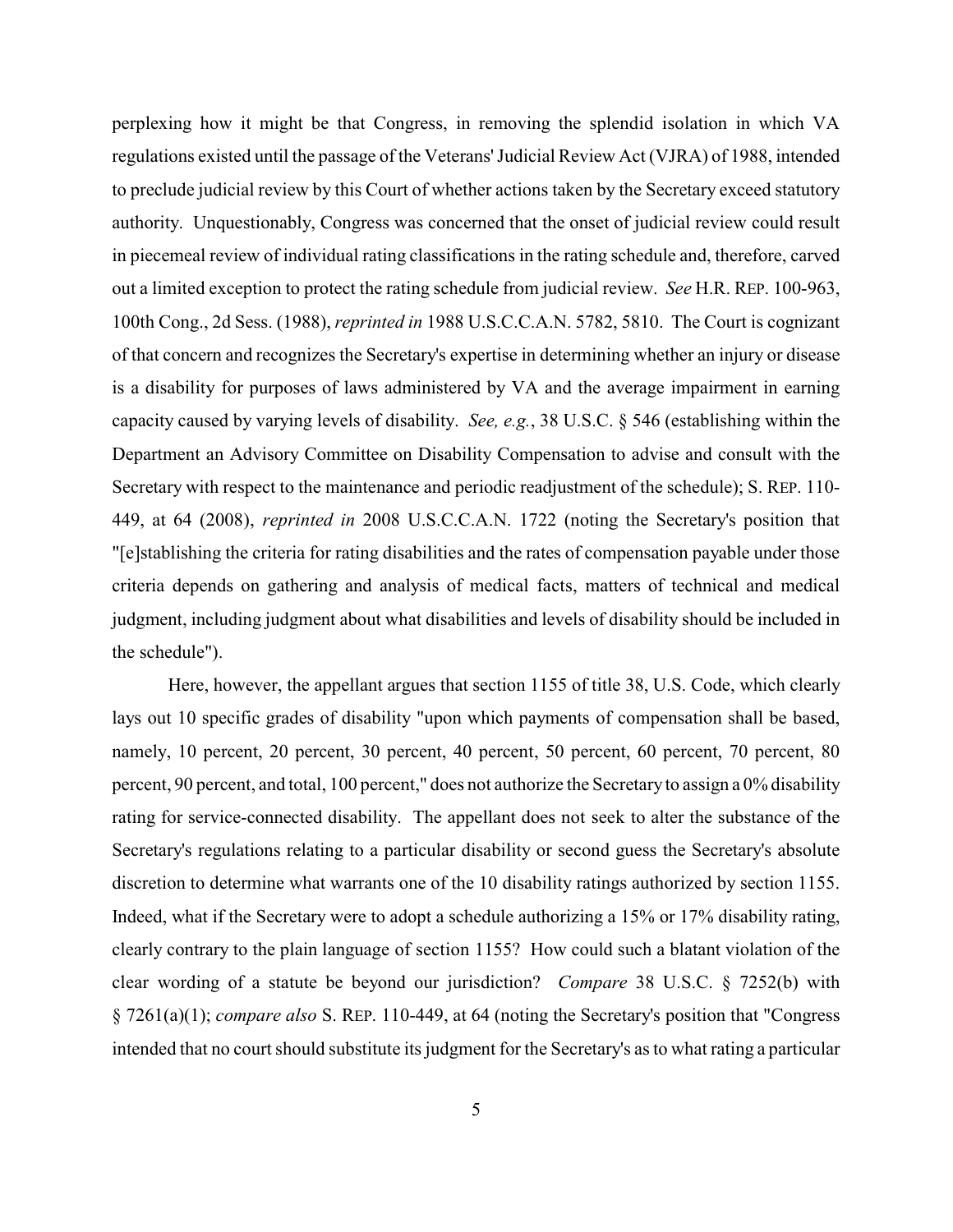perplexing how it might be that Congress, in removing the splendid isolation in which VA regulations existed until the passage of the Veterans' Judicial Review Act (VJRA) of 1988, intended to preclude judicial review by this Court of whether actions taken by the Secretary exceed statutory authority. Unquestionably, Congress was concerned that the onset of judicial review could result in piecemeal review of individual rating classifications in the rating schedule and, therefore, carved out a limited exception to protect the rating schedule from judicial review. *See* H.R. REP. 100-963, 100th Cong., 2d Sess. (1988), *reprinted in* 1988 U.S.C.C.A.N. 5782, 5810. The Court is cognizant of that concern and recognizes the Secretary's expertise in determining whether an injury or disease is a disability for purposes of laws administered by VA and the average impairment in earning capacity caused by varying levels of disability. *See, e.g.*, 38 U.S.C. § 546 (establishing within the Department an Advisory Committee on Disability Compensation to advise and consult with the Secretary with respect to the maintenance and periodic readjustment of the schedule); S. REP. 110-449, at 64 (2008), *reprinted in* 2008 U.S.C.C.A.N. 1722 (noting the Secretary's position that "[e]stablishing the criteria for rating disabilities and the rates of compensation payable under those criteria depends on gathering and analysis of medical facts, matters of technical and medical judgment, including judgment about what disabilities and levels of disability should be included in the schedule").

Here, however, the appellant argues that section 1155 of title 38, U.S. Code, which clearly lays out 10 specific grades of disability "upon which payments of compensation shall be based, namely, 10 percent, 20 percent, 30 percent, 40 percent, 50 percent, 60 percent, 70 percent, 80 percent, 90 percent, and total, 100 percent," does not authorize the Secretary to assign a 0% disability rating for service-connected disability. The appellant does not seek to alter the substance of the Secretary's regulations relating to a particular disability or second guess the Secretary's absolute discretion to determine what warrants one of the 10 disability ratings authorized by section 1155. Indeed, what if the Secretary were to adopt a schedule authorizing a 15% or 17% disability rating, clearly contrary to the plain language of section 1155? How could such a blatant violation of the clear wording of a statute be beyond our jurisdiction? *Compare* 38 U.S.C. § 7252(b) with § 7261(a)(1); *compare also* S. REP. 110-449, at 64 (noting the Secretary's position that "Congress intended that no court should substitute its judgment for the Secretary's as to what rating a particular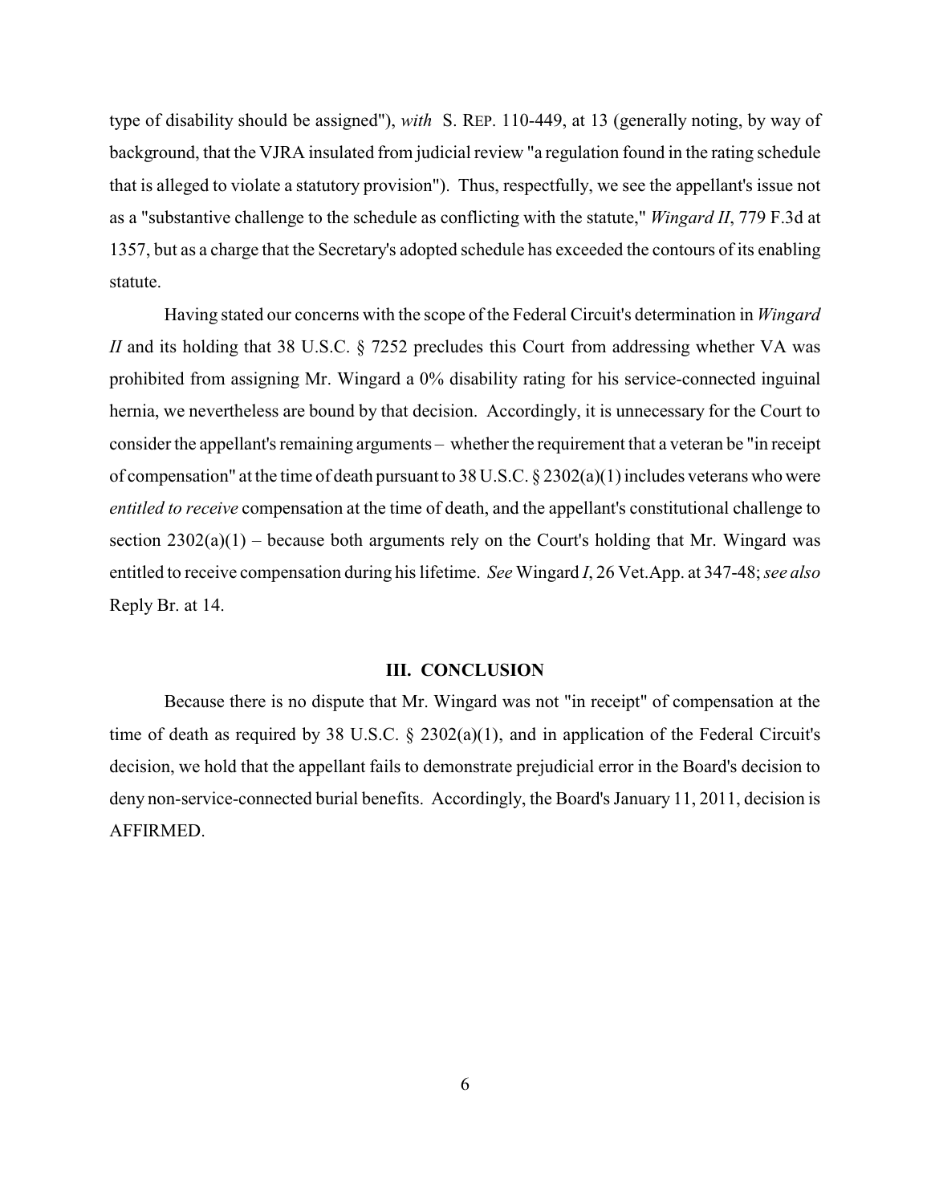type of disability should be assigned"), *with* S. REP. 110-449, at 13 (generally noting, by way of background, that the VJRA insulated from judicial review "a regulation found in the rating schedule that is alleged to violate a statutory provision"). Thus, respectfully, we see the appellant's issue not as a "substantive challenge to the schedule as conflicting with the statute," *Wingard II*, 779 F.3d at 1357, but as a charge that the Secretary's adopted schedule has exceeded the contours of its enabling statute.

Having stated our concerns with the scope of the Federal Circuit's determination in *Wingard II* and its holding that 38 U.S.C. § 7252 precludes this Court from addressing whether VA was prohibited from assigning Mr. Wingard a 0% disability rating for his service-connected inguinal hernia, we nevertheless are bound by that decision. Accordingly, it is unnecessary for the Court to consider the appellant's remaining arguments – whether the requirement that a veteran be "in receipt of compensation" at the time of death pursuant to 38 U.S.C. § 2302(a)(1) includes veterans who were *entitled to receive* compensation at the time of death, and the appellant's constitutional challenge to section 2302(a)(1) – because both arguments rely on the Court's holding that Mr. Wingard was entitled to receive compensation during his lifetime. *See* Wingard *I*, 26 Vet.App. at 347-48; *see also* Reply Br. at 14.

### III. CONCLUSION

Because there is no dispute that Mr. Wingard was not "in receipt" of compensation at the time of death as required by 38 U.S.C. § 2302(a)(1), and in application of the Federal Circuit's decision, we hold that the appellant fails to demonstrate prejudicial error in the Board's decision to deny non-service-connected burial benefits. Accordingly, the Board's January 11, 2011, decision is AFFIRMED.